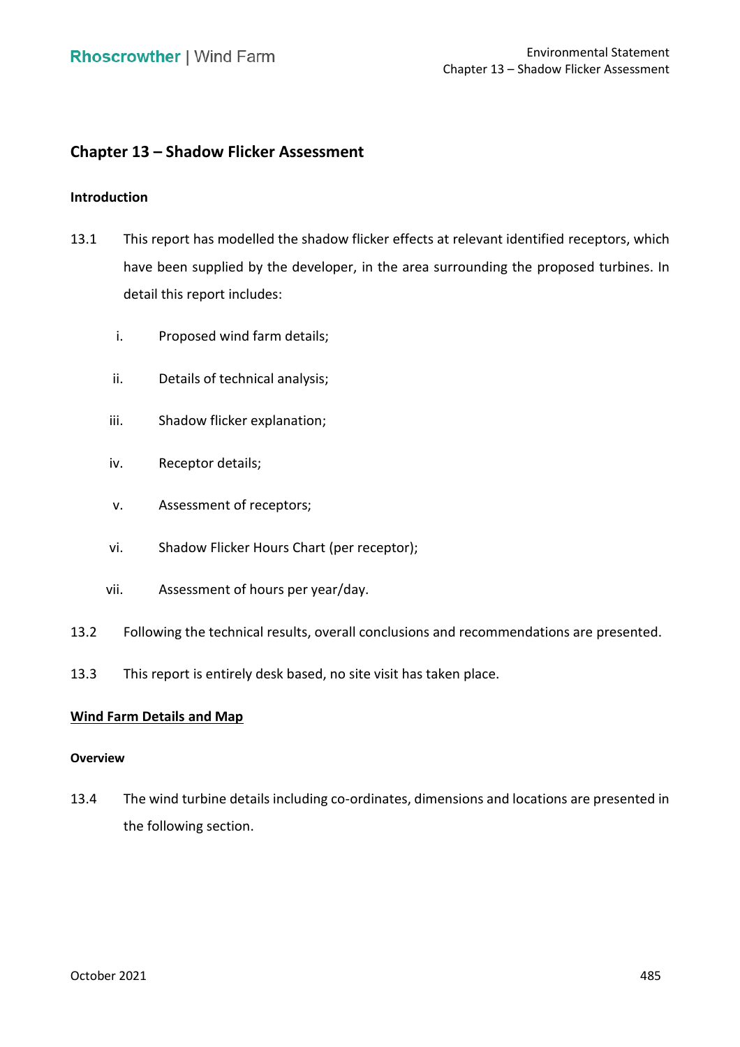# Chapter 13 – Shadow Flicker Assessment

### Introduction

13.1 This report has modelled the shadow flicker effects at relevant identified receptors, which have been supplied by the developer, in the area surrounding the proposed turbines. In detail this report includes:

i. Proposed wind farm details;

ii. Details of technical analysis;

iii. Shadow flicker explanation;

iv. Receptor details;

v. Assessment of receptors;

vi. Shadow Flicker Hours Chart (per receptor);

vii. Assessment of hours per year/day.

13.2 Following the technical results, overall conclusions and recommendations are presented.

13.3 This report is entirely desk based, no site visit has taken place.

## Wind Farm Details and Map

#### Overview

13.4 The wind turbine details including co-ordinates, dimensions and locations are presented in the following section.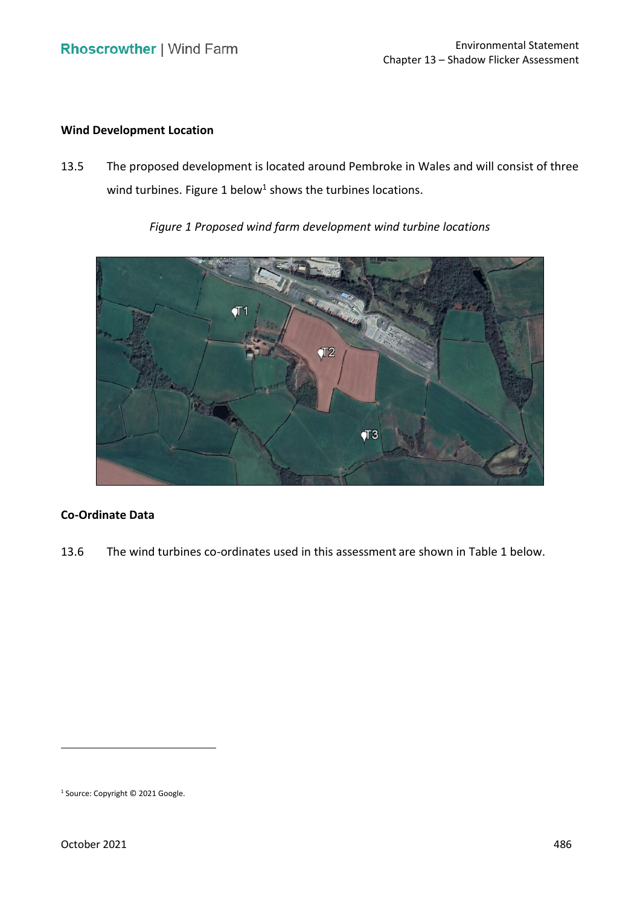## Wind Development Location

13.5 The proposed development is located around Pembroke in Wales and will consist of three wind turbines. Figure 1 below[1] shows the turbines locations.

*Figure 1 Proposed wind farm development wind turbine locations*

## Co-Ordinate Data

13.6 The wind turbines co-ordinates used in this assessment are shown in Table 1 below.

[1] Source: Copyright © 2021 Google.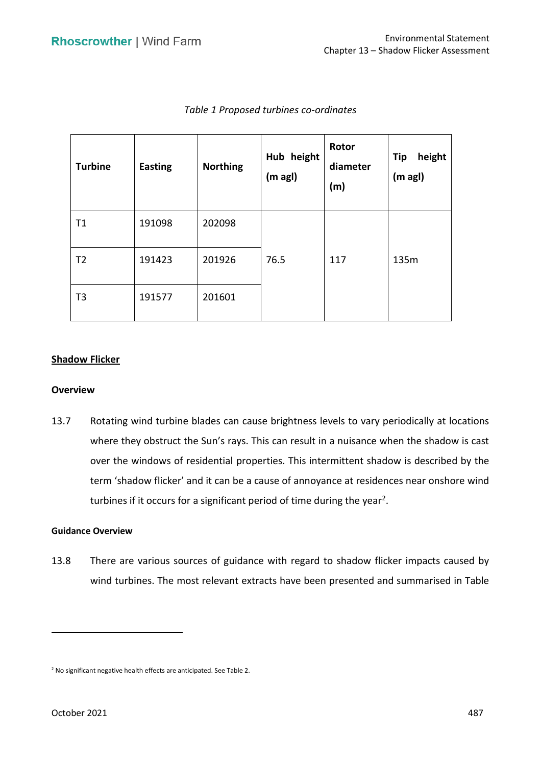*Table 1 Proposed turbines co-ordinates*

| Turbine | Easting | Northing | Hub height (m agl) | Rotor diameter (m) | Tip height (m agl) |
|---|---|---|---|---|---|
| T1 | 191098 | 202098 | 76.5 | 117 | 135m |
| T2 | 191423 | 201926 | | | |
| T3 | 191577 | 201601 | | | |

## Shadow Flicker

### Overview

13.7 Rotating wind turbine blades can cause brightness levels to vary periodically at locations where they obstruct the Sun's rays. This can result in a nuisance when the shadow is cast over the windows of residential properties. This intermittent shadow is described by the term 'shadow flicker' and it can be a cause of annoyance at residences near onshore wind turbines if it occurs for a significant period of time during the year[2].

#### Guidance Overview

13.8 There are various sources of guidance with regard to shadow flicker impacts caused by wind turbines. The most relevant extracts have been presented and summarised in Table

[2] No significant negative health effects are anticipated. See Table 2.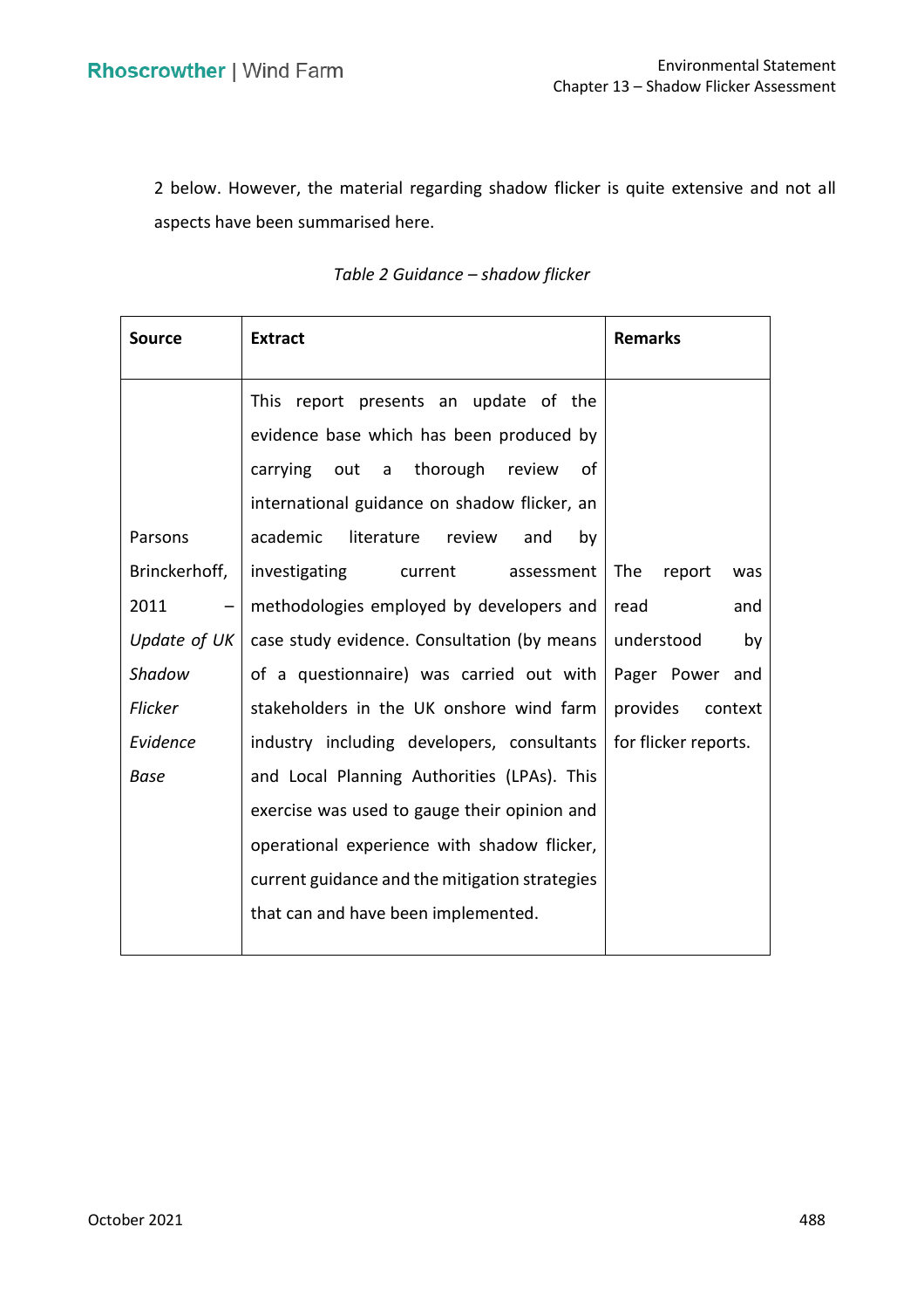2 below. However, the material regarding shadow flicker is quite extensive and not all aspects have been summarised here.

*Table 2 Guidance – shadow flicker*

| Source | Extract | Remarks |
|---|---|---|
| Parsons Brinckerhoff, 2011 – *Update of UK Shadow Flicker Evidence Base* | This report presents an update of the evidence base which has been produced by carrying out a thorough review of international guidance on shadow flicker, an academic literature review and by investigating current assessment methodologies employed by developers and case study evidence. Consultation (by means of a questionnaire) was carried out with stakeholders in the UK onshore wind farm industry including developers, consultants and Local Planning Authorities (LPAs). This exercise was used to gauge their opinion and operational experience with shadow flicker, current guidance and the mitigation strategies that can and have been implemented. | The report was read and understood by Pager Power and provides context for flicker reports. |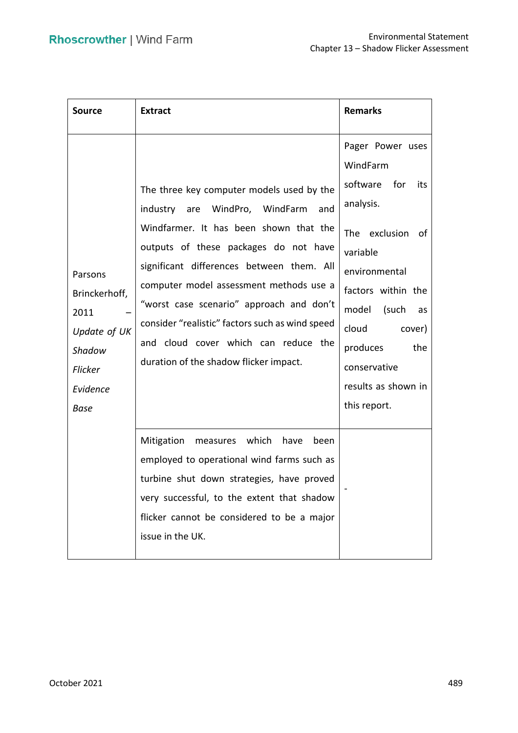| Source | Extract | Remarks |
|---|---|---|
| Parsons Brinckerhoff, 2011 – *Update of UK Shadow Flicker Evidence Base* | The three key computer models used by the industry are WindPro, WindFarm and Windfarmer. It has been shown that the outputs of these packages do not have significant differences between them. All computer model assessment methods use a “worst case scenario” approach and don’t consider “realistic” factors such as wind speed and cloud cover which can reduce the duration of the shadow flicker impact. | Pager Power uses WindFarm software for its analysis. The exclusion of variable environmental factors within the model (such as cloud cover) produces the conservative results as shown in this report. |
| | Mitigation measures which have been employed to operational wind farms such as turbine shut down strategies, have proved very successful, to the extent that shadow flicker cannot be considered to be a major issue in the UK. | - |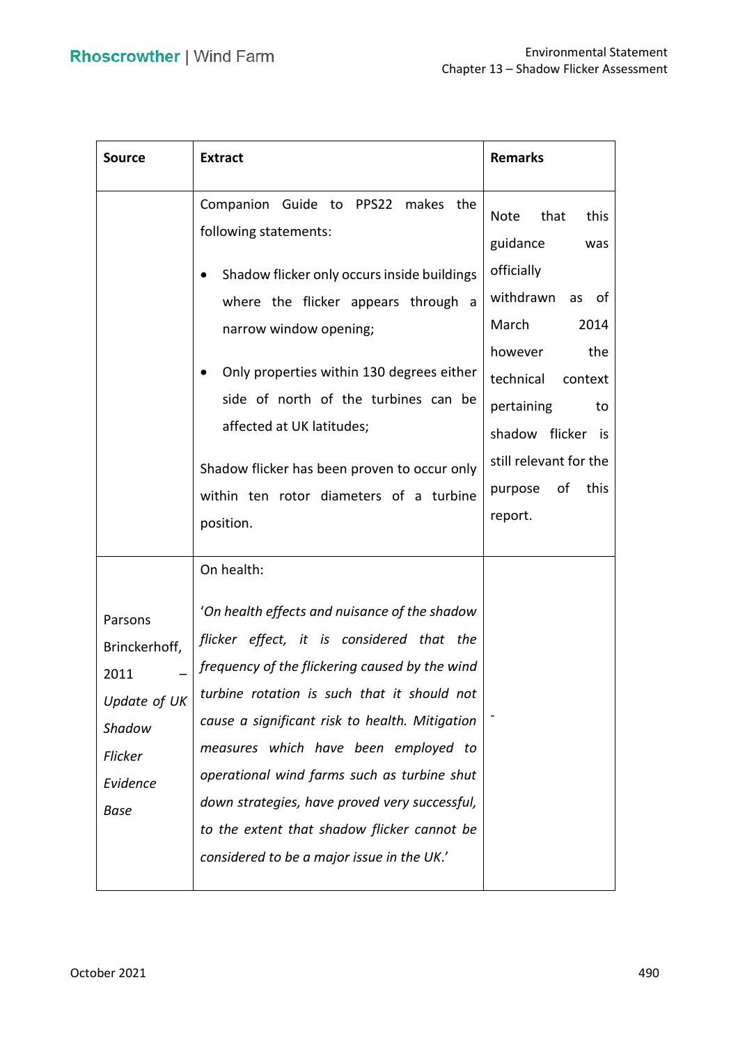| Source | Extract | Remarks |
|---|---|---|
| | Companion Guide to PPS22 makes the following statements: <br>• Shadow flicker only occurs inside buildings where the flicker appears through a narrow window opening; <br>• Only properties within 130 degrees either side of north of the turbines can be affected at UK latitudes; <br>Shadow flicker has been proven to occur only within ten rotor diameters of a turbine position. | Note that this guidance was officially withdrawn as of March 2014 however the technical context pertaining to shadow flicker is still relevant for the purpose of this report. |
| Parsons Brinckerhoff, 2011 – *Update of UK Shadow Flicker Evidence Base* | On health: <br>'*On health effects and nuisance of the shadow flicker effect, it is considered that the frequency of the flickering caused by the wind turbine rotation is such that it should not cause a significant risk to health. Mitigation measures which have been employed to operational wind farms such as turbine shut down strategies, have proved very successful, to the extent that shadow flicker cannot be considered to be a major issue in the UK.*' | - |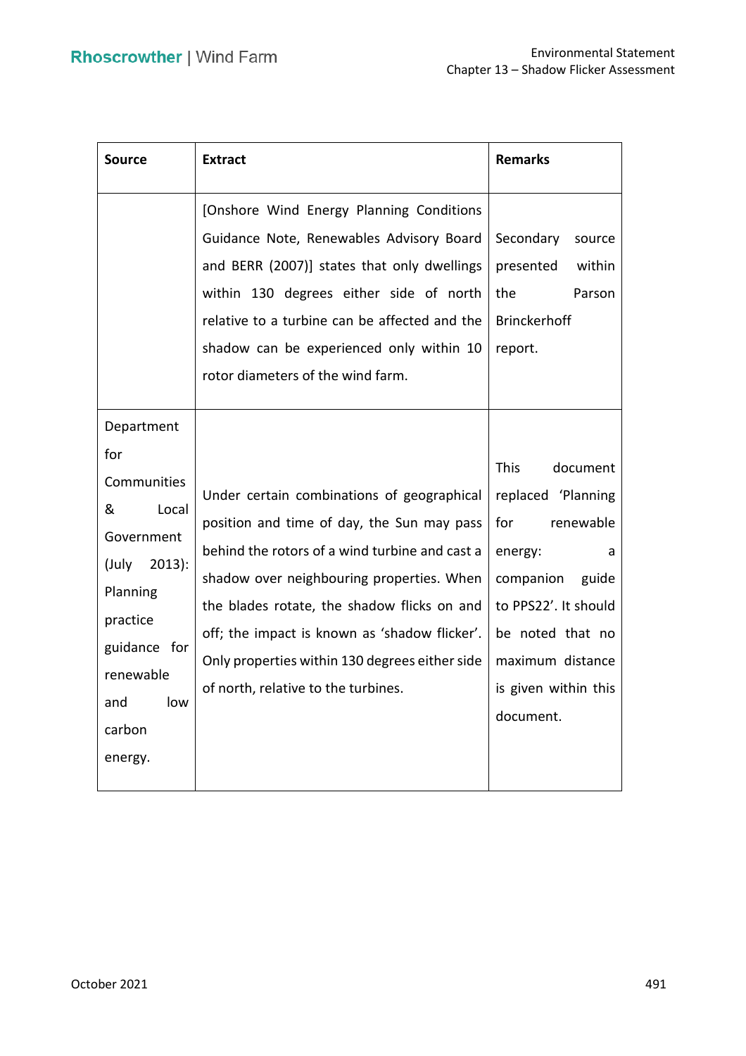| Source | Extract | Remarks |
|---|---|---|
| | [Onshore Wind Energy Planning Conditions Guidance Note, Renewables Advisory Board and BERR (2007)] states that only dwellings within 130 degrees either side of north relative to a turbine can be affected and the shadow can be experienced only within 10 rotor diameters of the wind farm. | Secondary source presented within the Parson Brinckerhoff report. |
| Department for Communities & Local Government (July 2013): Planning practice guidance for renewable and low carbon energy. | Under certain combinations of geographical position and time of day, the Sun may pass behind the rotors of a wind turbine and cast a shadow over neighbouring properties. When the blades rotate, the shadow flicks on and off; the impact is known as 'shadow flicker'. Only properties within 130 degrees either side of north, relative to the turbines. | This document replaced 'Planning for renewable energy: a companion guide to PPS22'. It should be noted that no maximum distance is given within this document. |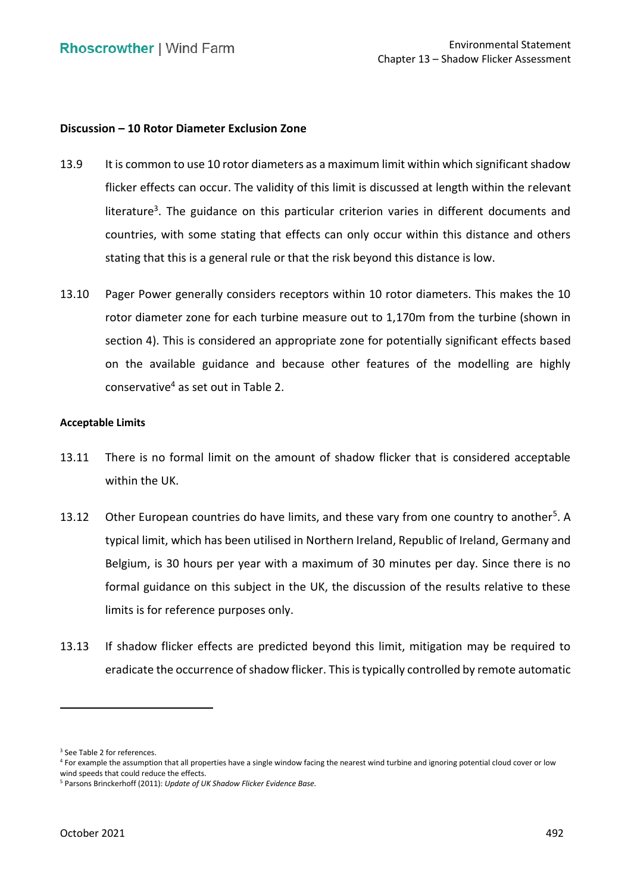**Discussion – 10 Rotor Diameter Exclusion Zone**

13.9 It is common to use 10 rotor diameters as a maximum limit within which significant shadow flicker effects can occur. The validity of this limit is discussed at length within the relevant literature[3]. The guidance on this particular criterion varies in different documents and countries, with some stating that effects can only occur within this distance and others stating that this is a general rule or that the risk beyond this distance is low.

13.10 Pager Power generally considers receptors within 10 rotor diameters. This makes the 10 rotor diameter zone for each turbine measure out to 1,170m from the turbine (shown in section 4). This is considered an appropriate zone for potentially significant effects based on the available guidance and because other features of the modelling are highly conservative[4] as set out in Table 2.

**Acceptable Limits**

13.11 There is no formal limit on the amount of shadow flicker that is considered acceptable within the UK.

13.12 Other European countries do have limits, and these vary from one country to another[5]. A typical limit, which has been utilised in Northern Ireland, Republic of Ireland, Germany and Belgium, is 30 hours per year with a maximum of 30 minutes per day. Since there is no formal guidance on this subject in the UK, the discussion of the results relative to these limits is for reference purposes only.

13.13 If shadow flicker effects are predicted beyond this limit, mitigation may be required to eradicate the occurrence of shadow flicker. This is typically controlled by remote automatic

---

[3] See Table 2 for references.

[4] For example the assumption that all properties have a single window facing the nearest wind turbine and ignoring potential cloud cover or low wind speeds that could reduce the effects.

[5] Parsons Brinckerhoff (2011): *Update of UK Shadow Flicker Evidence Base.*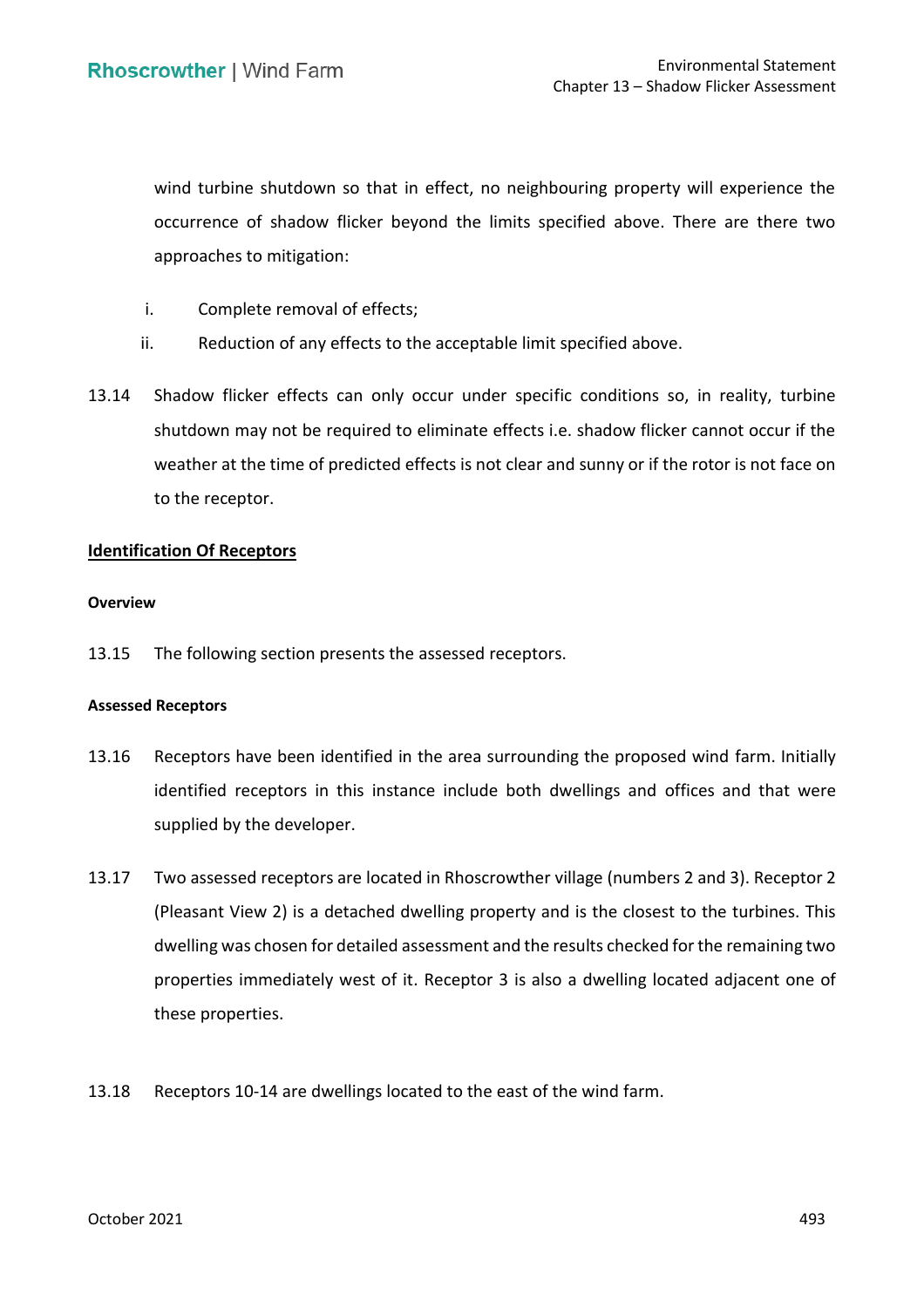wind turbine shutdown so that in effect, no neighbouring property will experience the occurrence of shadow flicker beyond the limits specified above. There are there two approaches to mitigation:

i. Complete removal of effects;

ii. Reduction of any effects to the acceptable limit specified above.

13.14 Shadow flicker effects can only occur under specific conditions so, in reality, turbine shutdown may not be required to eliminate effects i.e. shadow flicker cannot occur if the weather at the time of predicted effects is not clear and sunny or if the rotor is not face on to the receptor.

## Identification Of Receptors

### Overview

13.15 The following section presents the assessed receptors.

### Assessed Receptors

13.16 Receptors have been identified in the area surrounding the proposed wind farm. Initially identified receptors in this instance include both dwellings and offices and that were supplied by the developer.

13.17 Two assessed receptors are located in Rhoscrowther village (numbers 2 and 3). Receptor 2 (Pleasant View 2) is a detached dwelling property and is the closest to the turbines. This dwelling was chosen for detailed assessment and the results checked for the remaining two properties immediately west of it. Receptor 3 is also a dwelling located adjacent one of these properties.

13.18 Receptors 10-14 are dwellings located to the east of the wind farm.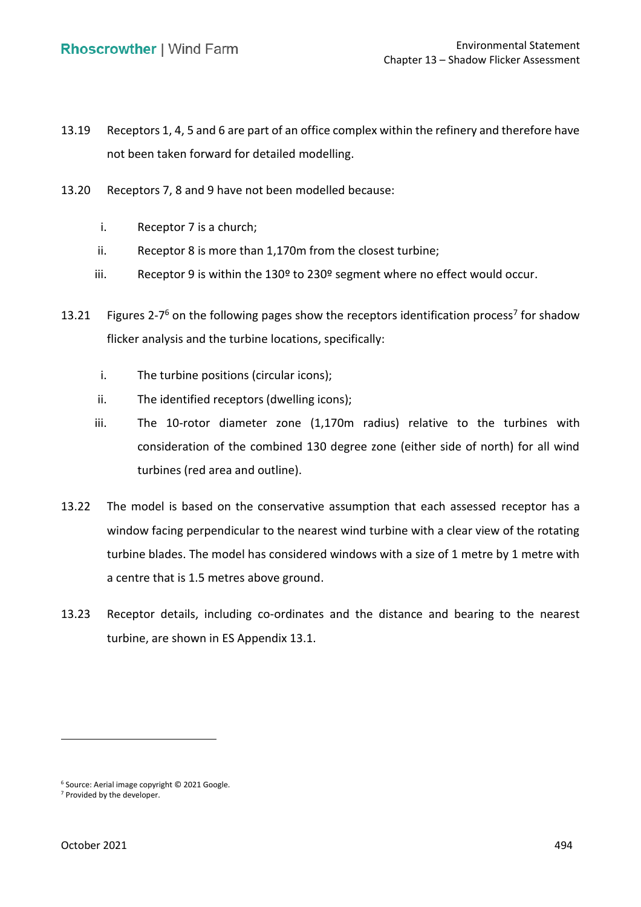13.19 Receptors 1, 4, 5 and 6 are part of an office complex within the refinery and therefore have not been taken forward for detailed modelling.

13.20 Receptors 7, 8 and 9 have not been modelled because:

i. Receptor 7 is a church;

ii. Receptor 8 is more than 1,170m from the closest turbine;

iii. Receptor 9 is within the 130º to 230º segment where no effect would occur.

13.21 Figures 2-7[6] on the following pages show the receptors identification process[7] for shadow flicker analysis and the turbine locations, specifically:

i. The turbine positions (circular icons);

ii. The identified receptors (dwelling icons);

iii. The 10-rotor diameter zone (1,170m radius) relative to the turbines with consideration of the combined 130 degree zone (either side of north) for all wind turbines (red area and outline).

13.22 The model is based on the conservative assumption that each assessed receptor has a window facing perpendicular to the nearest wind turbine with a clear view of the rotating turbine blades. The model has considered windows with a size of 1 metre by 1 metre with a centre that is 1.5 metres above ground.

13.23 Receptor details, including co-ordinates and the distance and bearing to the nearest turbine, are shown in ES Appendix 13.1.

[6] Source: Aerial image copyright © 2021 Google.

[7] Provided by the developer.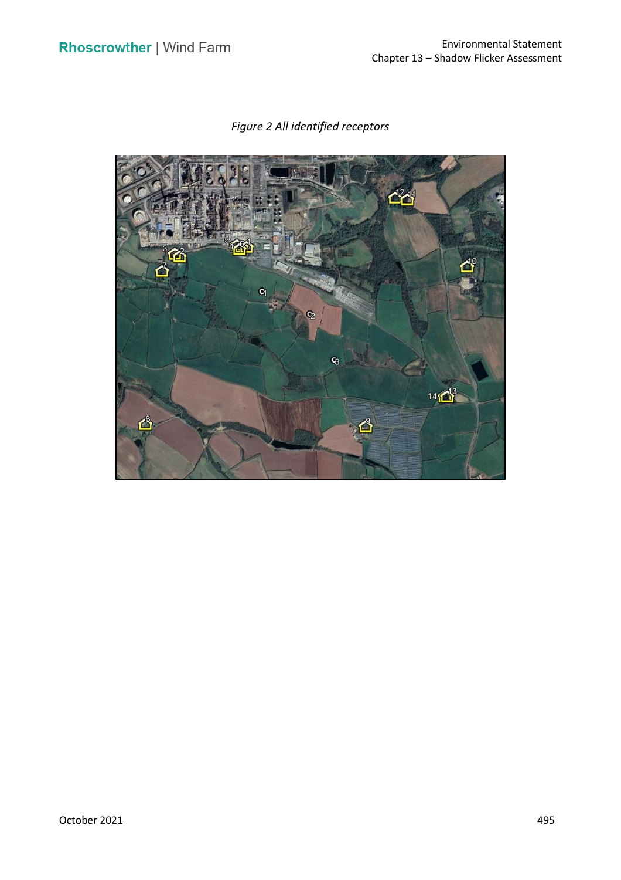*Figure 2 All identified receptors*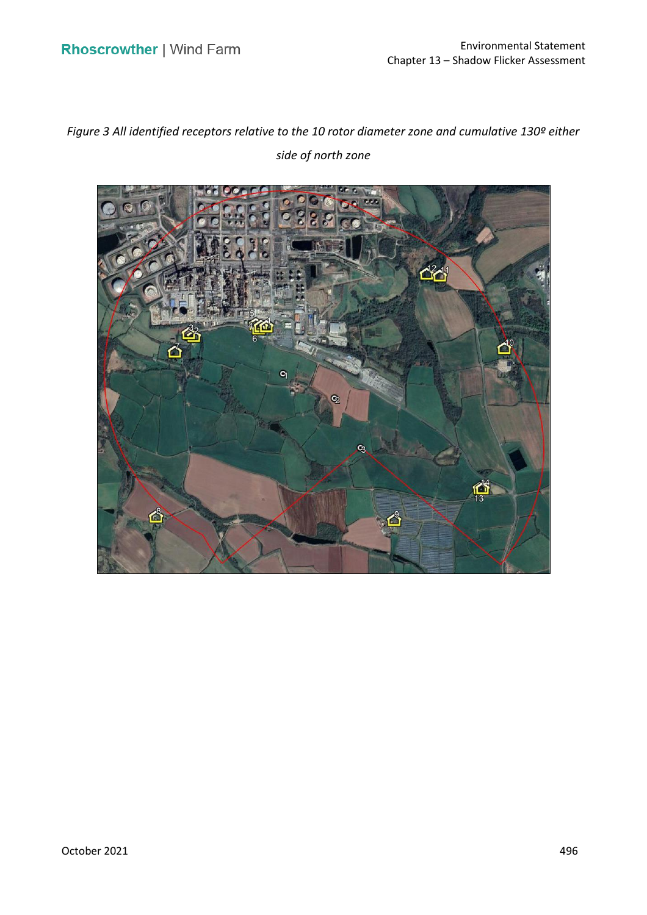*Figure 3 All identified receptors relative to the 10 rotor diameter zone and cumulative 130º either side of north zone*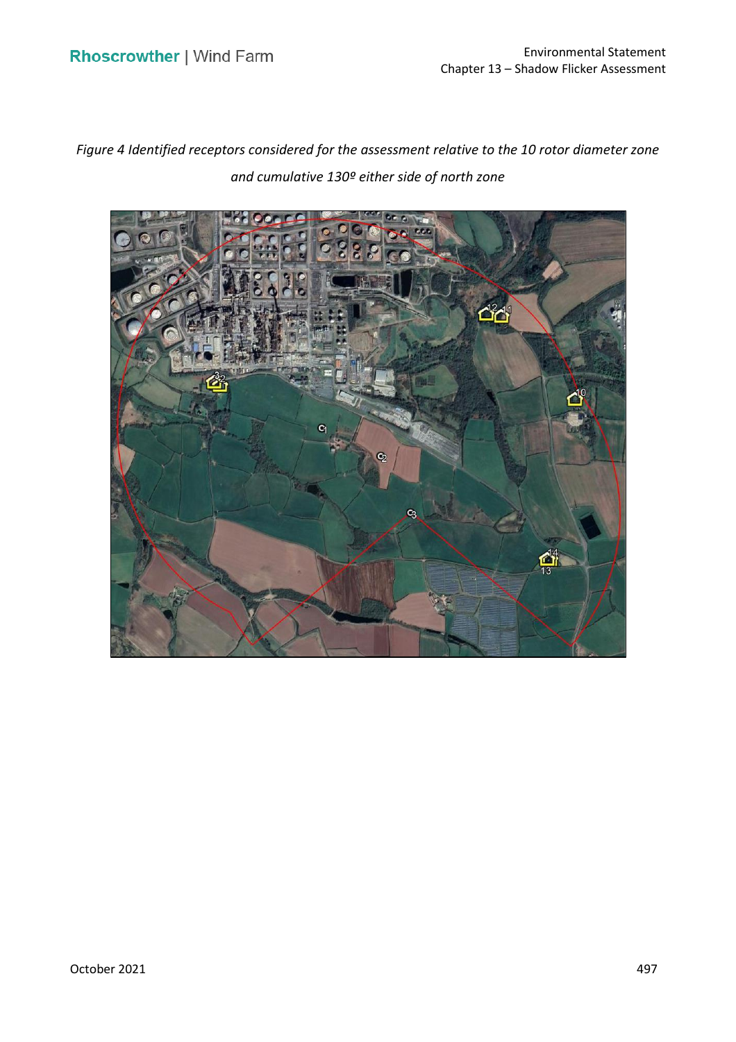*Figure 4 Identified receptors considered for the assessment relative to the 10 rotor diameter zone and cumulative 130º either side of north zone*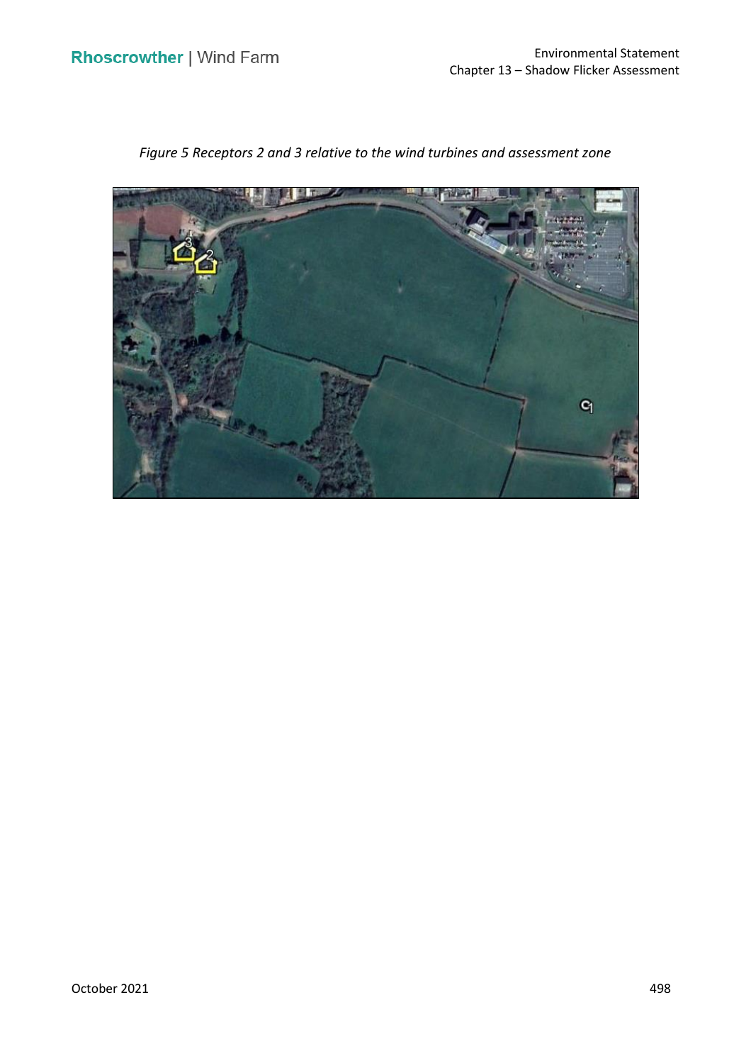*Figure 5 Receptors 2 and 3 relative to the wind turbines and assessment zone*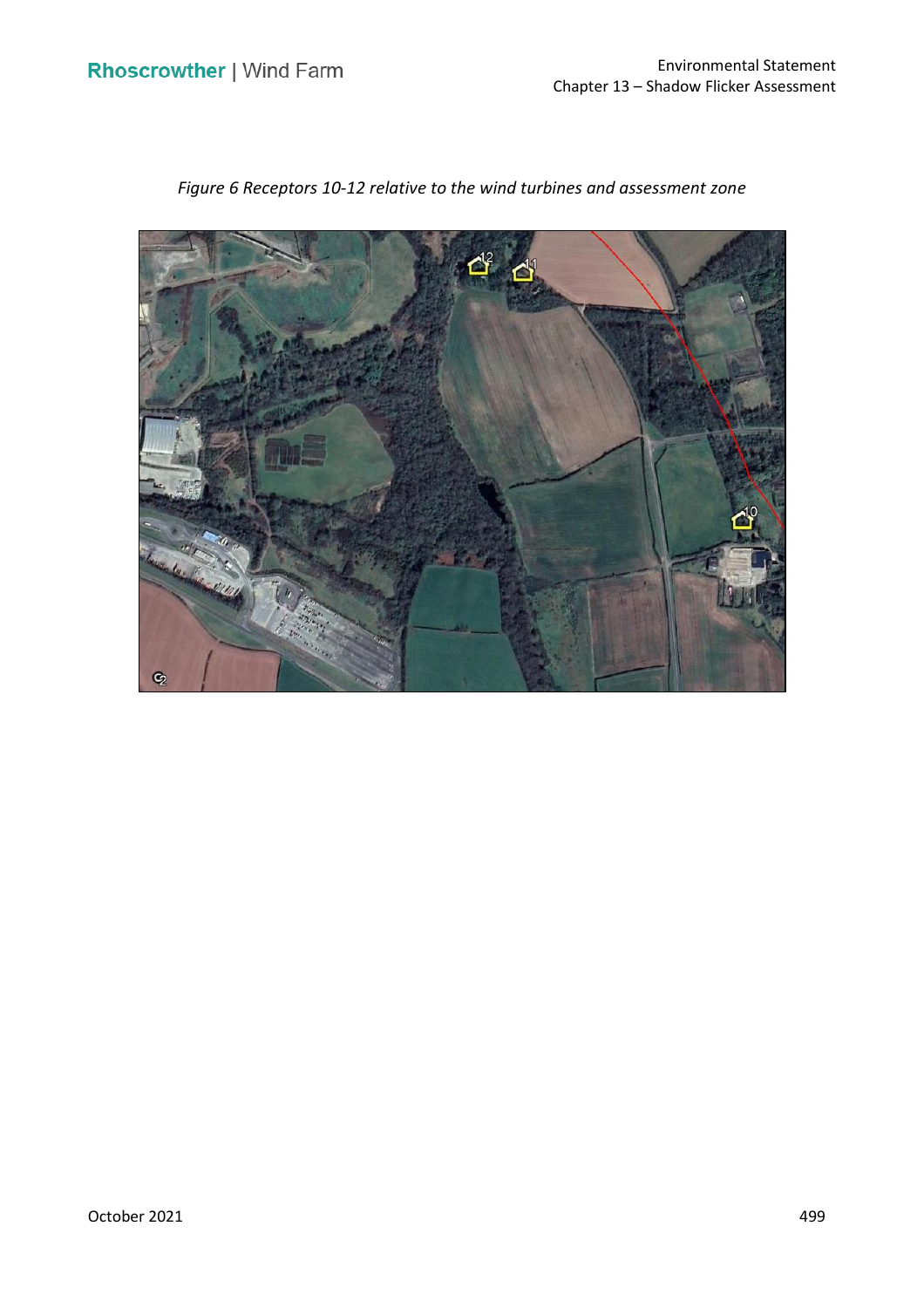*Figure 6 Receptors 10-12 relative to the wind turbines and assessment zone*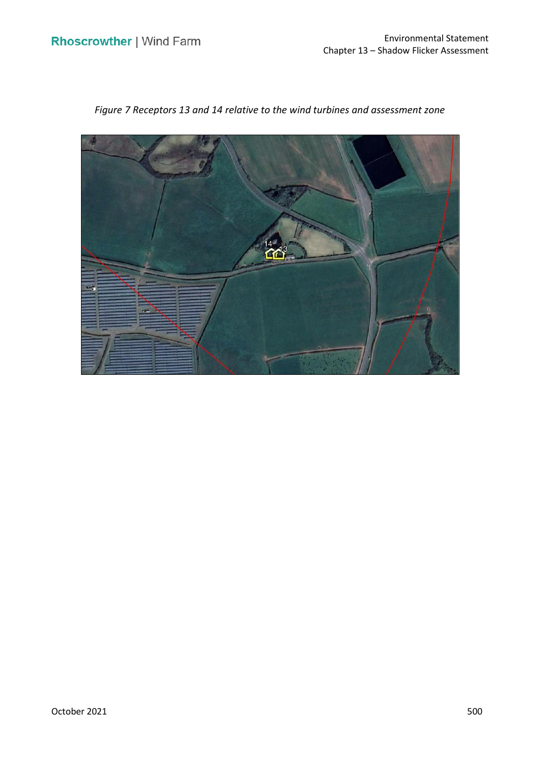*Figure 7 Receptors 13 and 14 relative to the wind turbines and assessment zone*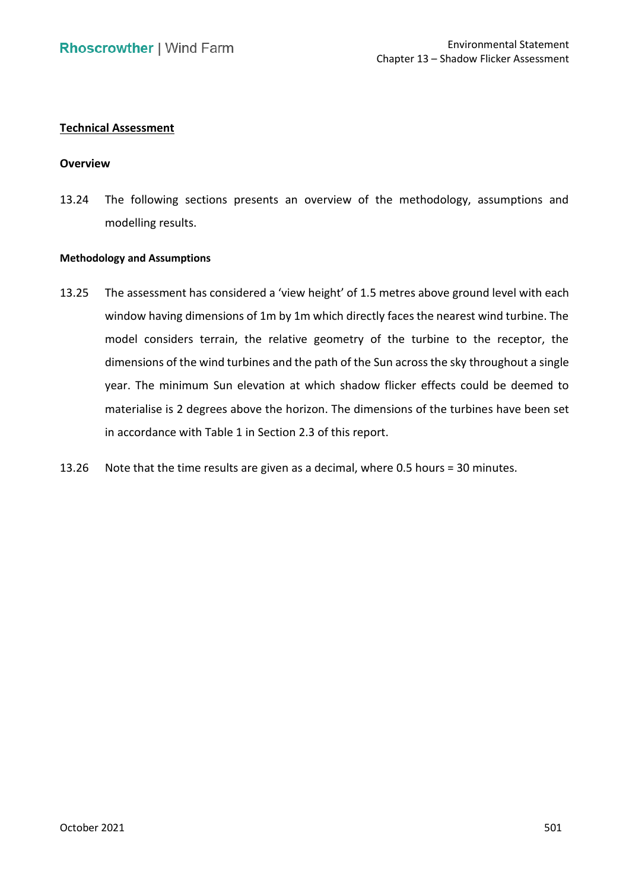## Technical Assessment

### Overview

13.24 The following sections presents an overview of the methodology, assumptions and modelling results.

#### Methodology and Assumptions

13.25 The assessment has considered a 'view height' of 1.5 metres above ground level with each window having dimensions of 1m by 1m which directly faces the nearest wind turbine. The model considers terrain, the relative geometry of the turbine to the receptor, the dimensions of the wind turbines and the path of the Sun across the sky throughout a single year. The minimum Sun elevation at which shadow flicker effects could be deemed to materialise is 2 degrees above the horizon. The dimensions of the turbines have been set in accordance with Table 1 in Section 2.3 of this report.

13.26 Note that the time results are given as a decimal, where 0.5 hours = 30 minutes.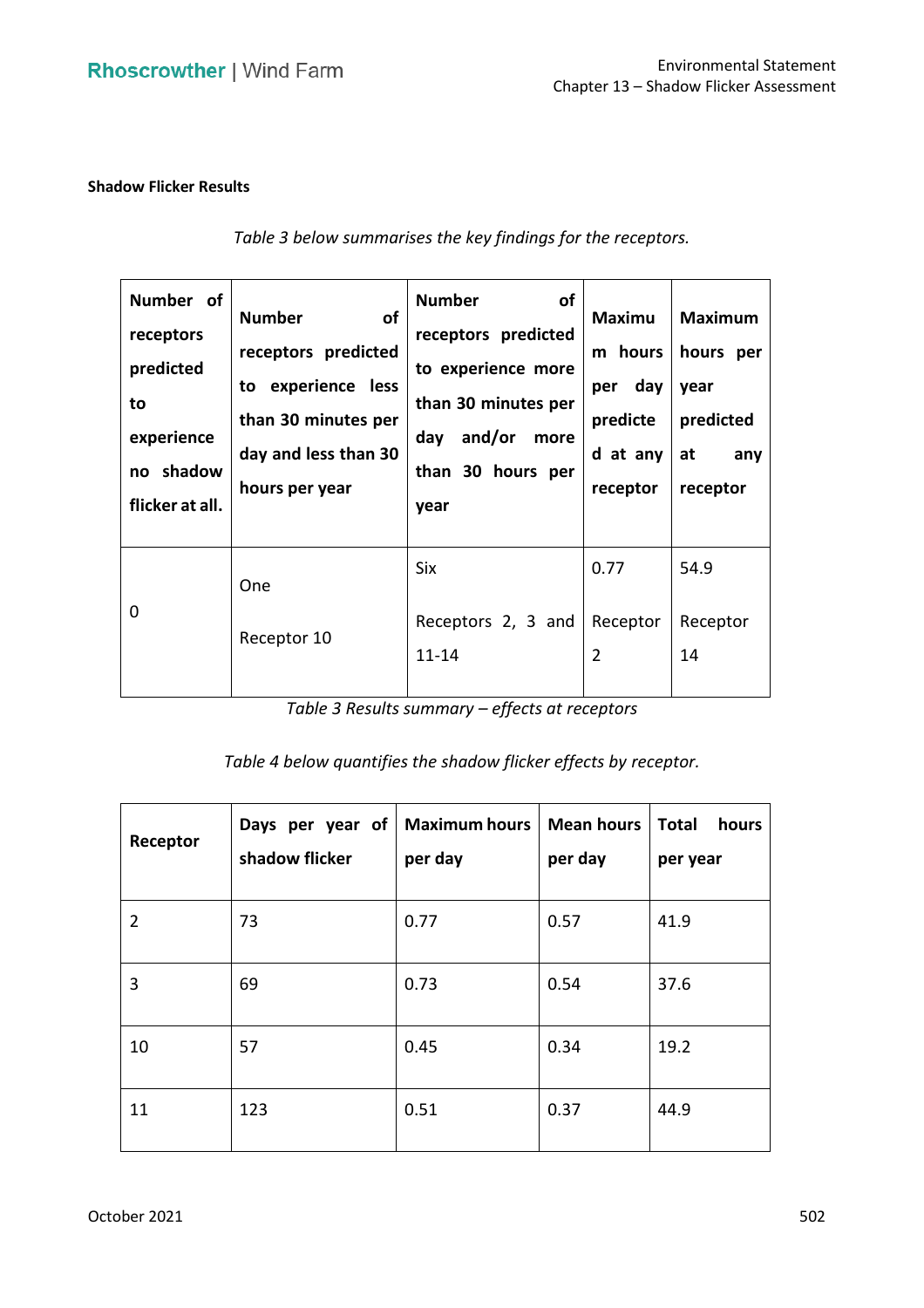**Shadow Flicker Results**

*Table 3 below summarises the key findings for the receptors.*

| Number of receptors predicted to experience no shadow flicker at all. | Number of receptors predicted to experience less than 30 minutes per day and less than 30 hours per year | Number of receptors predicted to experience more than 30 minutes per day and/or more than 30 hours per year | Maximum hours per day predicted at any receptor | Maximum hours per year predicted at any receptor |
|---|---|---|---|---|
| 0 | One<br><br>Receptor 10 | Six<br><br>Receptors 2, 3 and 11-14 | 0.77<br><br>Receptor 2 | 54.9<br><br>Receptor 14 |

*Table 3 Results summary – effects at receptors*

*Table 4 below quantifies the shadow flicker effects by receptor.*

| Receptor | Days per year of shadow flicker | Maximum hours per day | Mean hours per day | Total hours per year |
|---|---|---|---|---|
| 2 | 73 | 0.77 | 0.57 | 41.9 |
| 3 | 69 | 0.73 | 0.54 | 37.6 |
| 10 | 57 | 0.45 | 0.34 | 19.2 |
| 11 | 123 | 0.51 | 0.37 | 44.9 |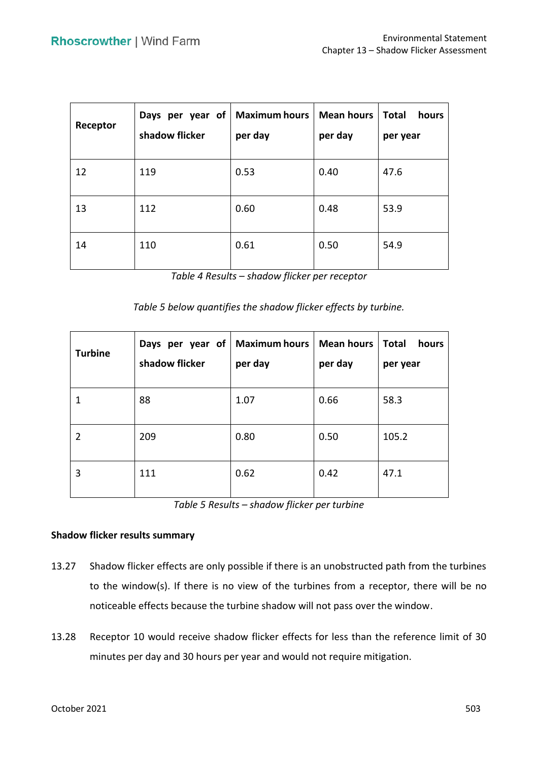| Receptor | Days per year of shadow flicker | Maximum hours per day | Mean hours per day | Total hours per year |
|---|---|---|---|---|
| 12 | 119 | 0.53 | 0.40 | 47.6 |
| 13 | 112 | 0.60 | 0.48 | 53.9 |
| 14 | 110 | 0.61 | 0.50 | 54.9 |

*Table 4 Results – shadow flicker per receptor*

*Table 5 below quantifies the shadow flicker effects by turbine.*

| Turbine | Days per year of shadow flicker | Maximum hours per day | Mean hours per day | Total hours per year |
|---|---|---|---|---|
| 1 | 88 | 1.07 | 0.66 | 58.3 |
| 2 | 209 | 0.80 | 0.50 | 105.2 |
| 3 | 111 | 0.62 | 0.42 | 47.1 |

*Table 5 Results – shadow flicker per turbine*

**Shadow flicker results summary**

13.27 Shadow flicker effects are only possible if there is an unobstructed path from the turbines to the window(s). If there is no view of the turbines from a receptor, there will be no noticeable effects because the turbine shadow will not pass over the window.

13.28 Receptor 10 would receive shadow flicker effects for less than the reference limit of 30 minutes per day and 30 hours per year and would not require mitigation.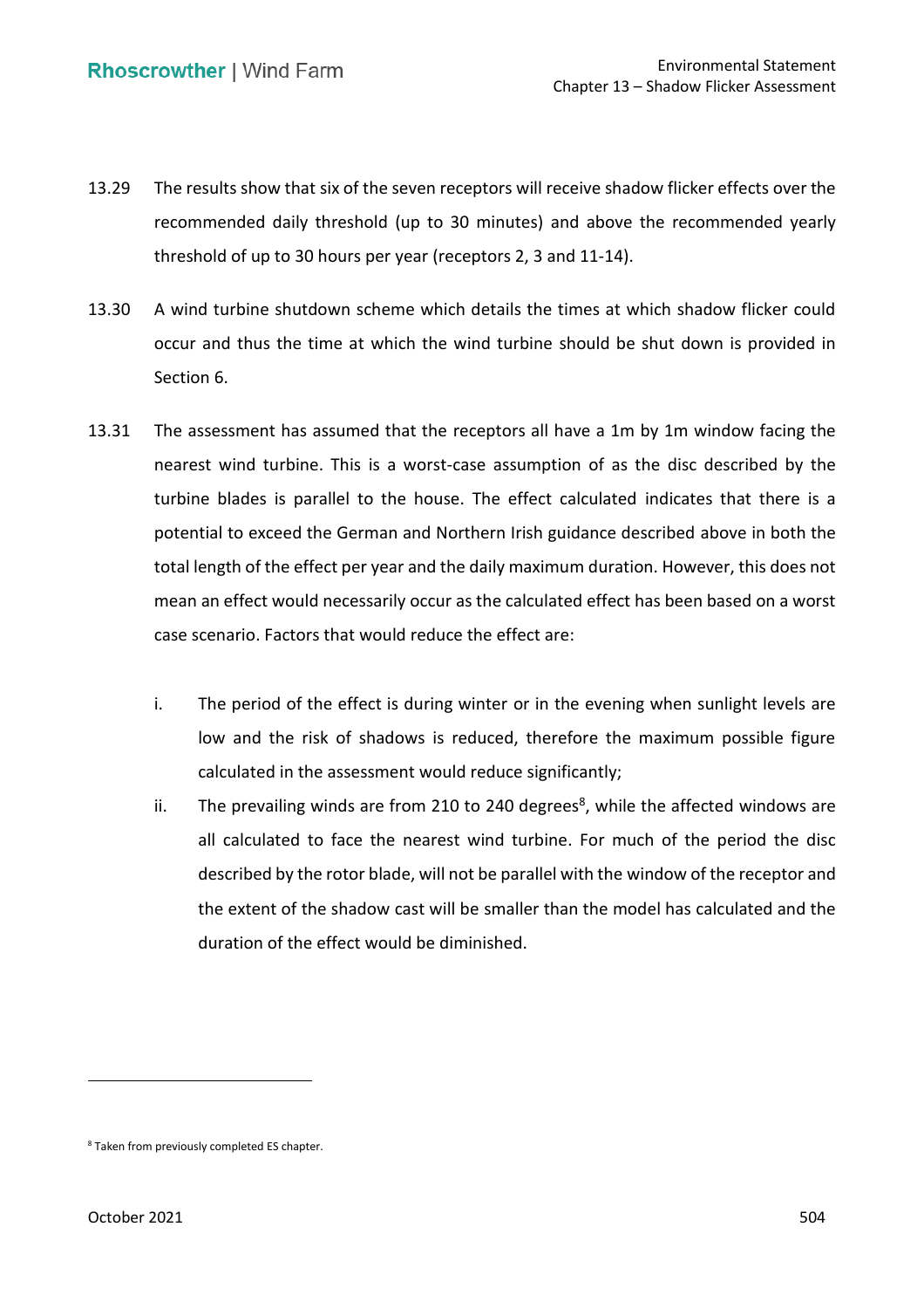13.29 The results show that six of the seven receptors will receive shadow flicker effects over the recommended daily threshold (up to 30 minutes) and above the recommended yearly threshold of up to 30 hours per year (receptors 2, 3 and 11-14).

13.30 A wind turbine shutdown scheme which details the times at which shadow flicker could occur and thus the time at which the wind turbine should be shut down is provided in Section 6.

13.31 The assessment has assumed that the receptors all have a 1m by 1m window facing the nearest wind turbine. This is a worst-case assumption of as the disc described by the turbine blades is parallel to the house. The effect calculated indicates that there is a potential to exceed the German and Northern Irish guidance described above in both the total length of the effect per year and the daily maximum duration. However, this does not mean an effect would necessarily occur as the calculated effect has been based on a worst case scenario. Factors that would reduce the effect are:

i. The period of the effect is during winter or in the evening when sunlight levels are low and the risk of shadows is reduced, therefore the maximum possible figure calculated in the assessment would reduce significantly;

ii. The prevailing winds are from 210 to 240 degrees[8], while the affected windows are all calculated to face the nearest wind turbine. For much of the period the disc described by the rotor blade, will not be parallel with the window of the receptor and the extent of the shadow cast will be smaller than the model has calculated and the duration of the effect would be diminished.

---

[8] Taken from previously completed ES chapter.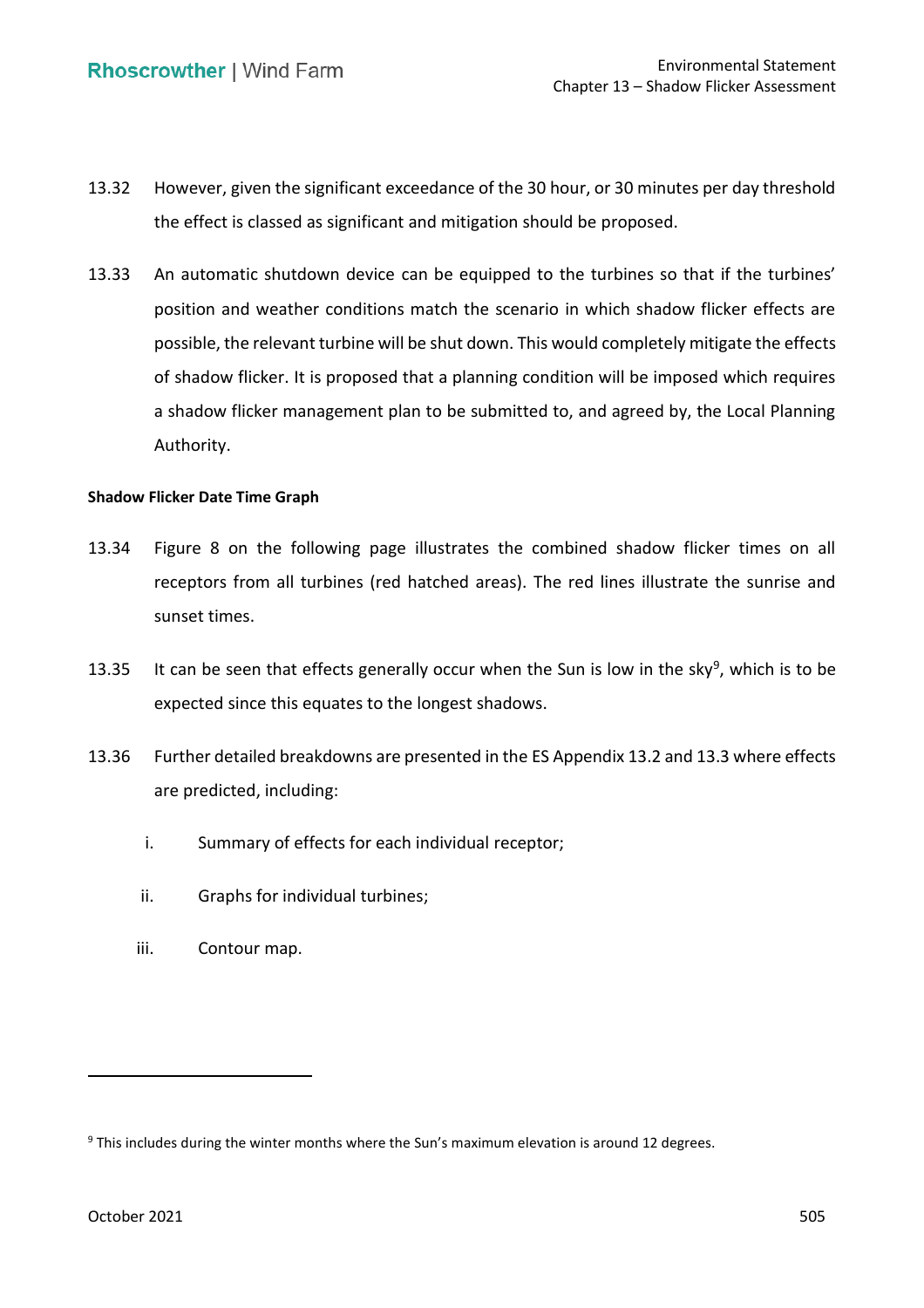13.32 However, given the significant exceedance of the 30 hour, or 30 minutes per day threshold the effect is classed as significant and mitigation should be proposed.

13.33 An automatic shutdown device can be equipped to the turbines so that if the turbines' position and weather conditions match the scenario in which shadow flicker effects are possible, the relevant turbine will be shut down. This would completely mitigate the effects of shadow flicker. It is proposed that a planning condition will be imposed which requires a shadow flicker management plan to be submitted to, and agreed by, the Local Planning Authority.

**Shadow Flicker Date Time Graph**

13.34 Figure 8 on the following page illustrates the combined shadow flicker times on all receptors from all turbines (red hatched areas). The red lines illustrate the sunrise and sunset times.

13.35 It can be seen that effects generally occur when the Sun is low in the sky[9], which is to be expected since this equates to the longest shadows.

13.36 Further detailed breakdowns are presented in the ES Appendix 13.2 and 13.3 where effects are predicted, including:

i. Summary of effects for each individual receptor;

ii. Graphs for individual turbines;

iii. Contour map.

---

[9] This includes during the winter months where the Sun's maximum elevation is around 12 degrees.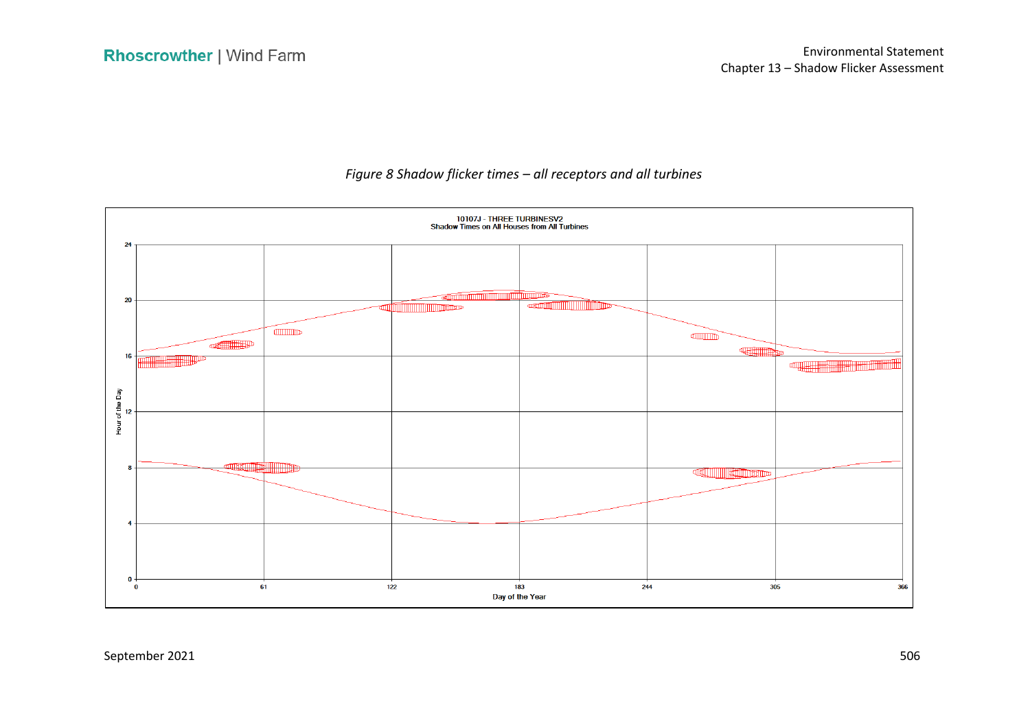*Figure 8 Shadow flicker times – all receptors and all turbines*

10107J - THREE TURBINESV2
Shadow Times on All Houses from All Turbines

Hour of the Day

Day of the Year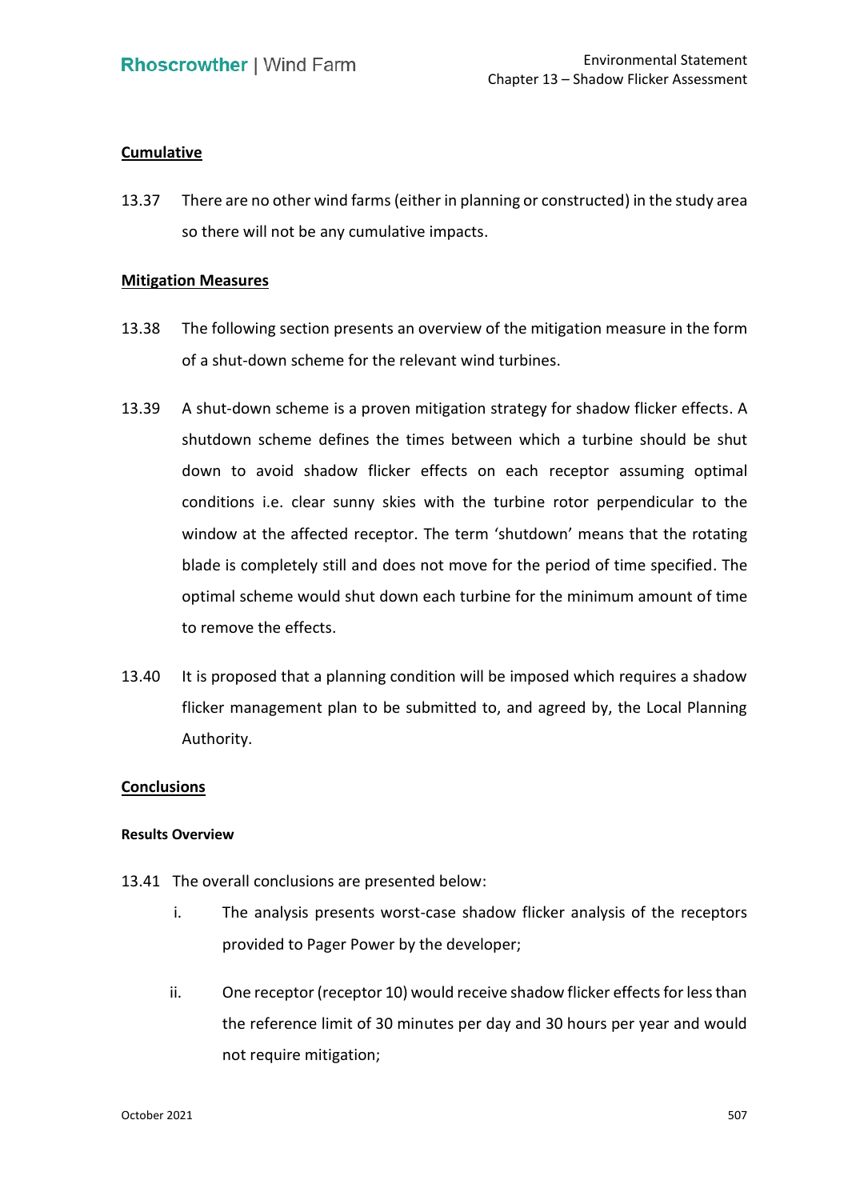**Cumulative**

13.37 There are no other wind farms (either in planning or constructed) in the study area so there will not be any cumulative impacts.

**Mitigation Measures**

13.38 The following section presents an overview of the mitigation measure in the form of a shut-down scheme for the relevant wind turbines.

13.39 A shut-down scheme is a proven mitigation strategy for shadow flicker effects. A shutdown scheme defines the times between which a turbine should be shut down to avoid shadow flicker effects on each receptor assuming optimal conditions i.e. clear sunny skies with the turbine rotor perpendicular to the window at the affected receptor. The term 'shutdown' means that the rotating blade is completely still and does not move for the period of time specified. The optimal scheme would shut down each turbine for the minimum amount of time to remove the effects.

13.40 It is proposed that a planning condition will be imposed which requires a shadow flicker management plan to be submitted to, and agreed by, the Local Planning Authority.

**Conclusions**

**Results Overview**

13.41 The overall conclusions are presented below:

i. The analysis presents worst-case shadow flicker analysis of the receptors provided to Pager Power by the developer;

ii. One receptor (receptor 10) would receive shadow flicker effects for less than the reference limit of 30 minutes per day and 30 hours per year and would not require mitigation;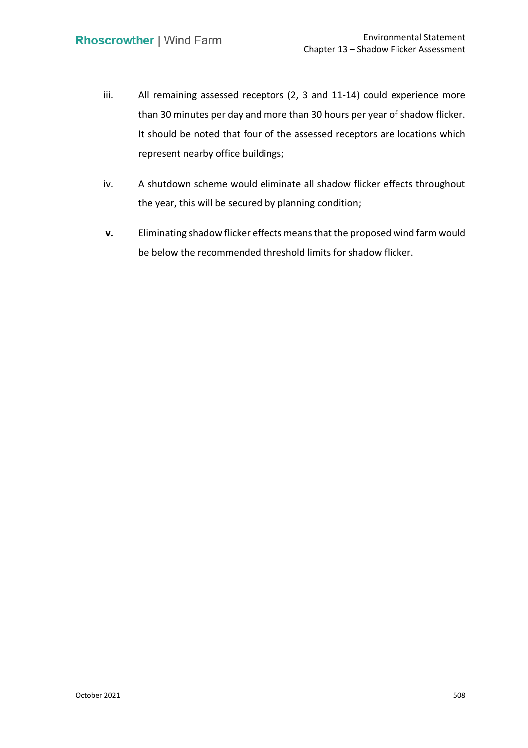iii. All remaining assessed receptors (2, 3 and 11-14) could experience more than 30 minutes per day and more than 30 hours per year of shadow flicker. It should be noted that four of the assessed receptors are locations which represent nearby office buildings;

iv. A shutdown scheme would eliminate all shadow flicker effects throughout the year, this will be secured by planning condition;

**v.** Eliminating shadow flicker effects means that the proposed wind farm would be below the recommended threshold limits for shadow flicker.